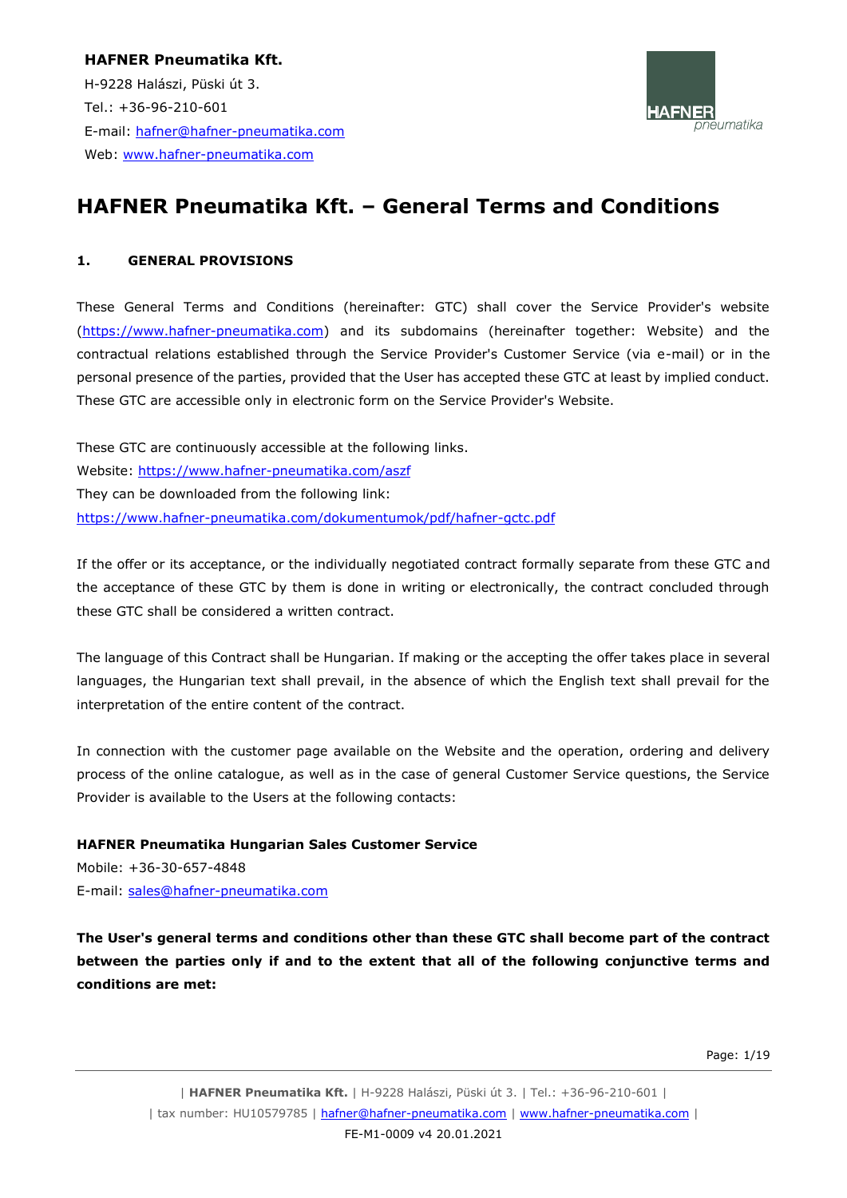**HAFNER Pneumatika Kft.**
H-9228 Halászi, Püski út 3.
Tel.: +36-96-210-601
E-mail: hafner@hafner-pneumatika.com
Web: www.hafner-pneumatika.com

# HAFNER Pneumatika Kft. – General Terms and Conditions

## 1. GENERAL PROVISIONS

These General Terms and Conditions (hereinafter: GTC) shall cover the Service Provider's website (https://www.hafner-pneumatika.com) and its subdomains (hereinafter together: Website) and the contractual relations established through the Service Provider's Customer Service (via e-mail) or in the personal presence of the parties, provided that the User has accepted these GTC at least by implied conduct. These GTC are accessible only in electronic form on the Service Provider's Website.

These GTC are continuously accessible at the following links.
Website: https://www.hafner-pneumatika.com/aszf
They can be downloaded from the following link:
https://www.hafner-pneumatika.com/dokumentumok/pdf/hafner-gctc.pdf

If the offer or its acceptance, or the individually negotiated contract formally separate from these GTC and the acceptance of these GTC by them is done in writing or electronically, the contract concluded through these GTC shall be considered a written contract.

The language of this Contract shall be Hungarian. If making or the accepting the offer takes place in several languages, the Hungarian text shall prevail, in the absence of which the English text shall prevail for the interpretation of the entire content of the contract.

In connection with the customer page available on the Website and the operation, ordering and delivery process of the online catalogue, as well as in the case of general Customer Service questions, the Service Provider is available to the Users at the following contacts:

**HAFNER Pneumatika Hungarian Sales Customer Service**
Mobile: +36-30-657-4848
E-mail: sales@hafner-pneumatika.com

**The User's general terms and conditions other than these GTC shall become part of the contract between the parties only if and to the extent that all of the following conjunctive terms and conditions are met:**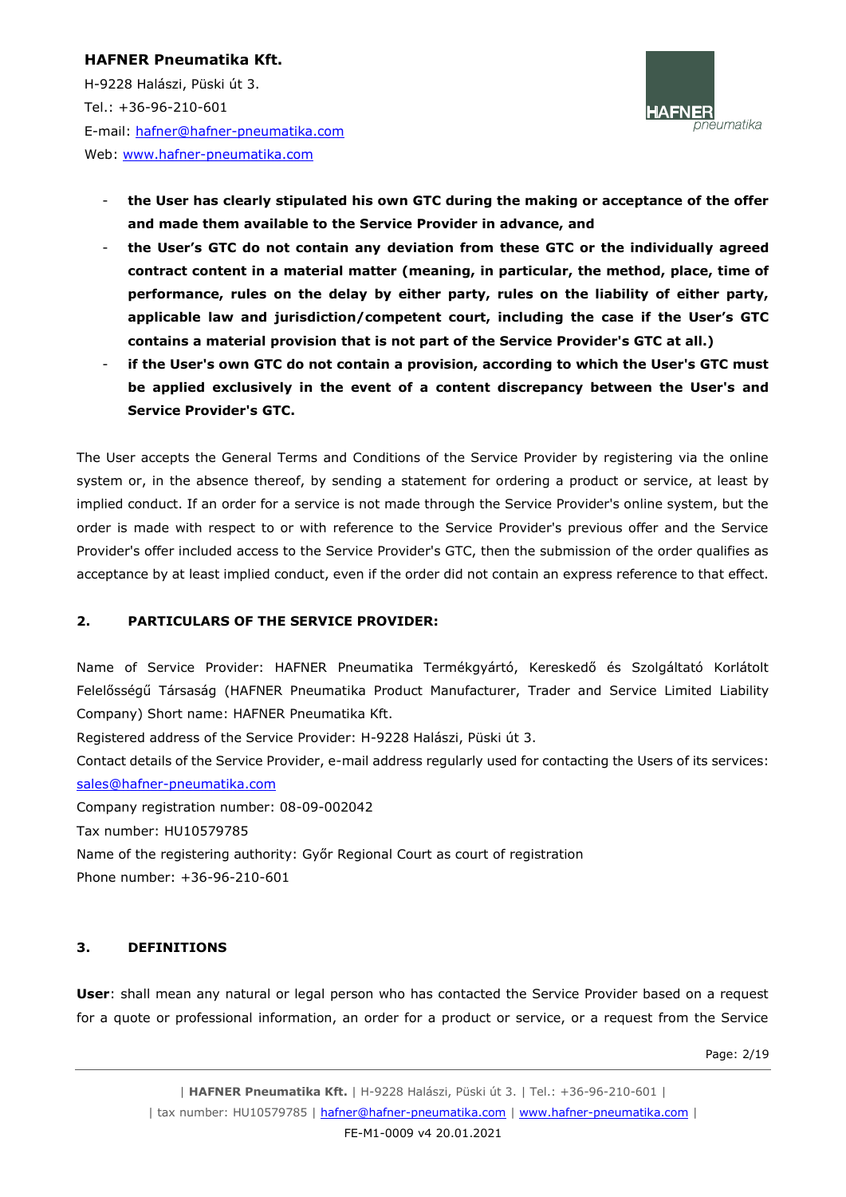- **the User has clearly stipulated his own GTC during the making or acceptance of the offer and made them available to the Service Provider in advance, and**
- **the User's GTC do not contain any deviation from these GTC or the individually agreed contract content in a material matter (meaning, in particular, the method, place, time of performance, rules on the delay by either party, rules on the liability of either party, applicable law and jurisdiction/competent court, including the case if the User's GTC contains a material provision that is not part of the Service Provider's GTC at all.)**
- **if the User's own GTC do not contain a provision, according to which the User's GTC must be applied exclusively in the event of a content discrepancy between the User's and Service Provider's GTC.**

The User accepts the General Terms and Conditions of the Service Provider by registering via the online system or, in the absence thereof, by sending a statement for ordering a product or service, at least by implied conduct. If an order for a service is not made through the Service Provider's online system, but the order is made with respect to or with reference to the Service Provider's previous offer and the Service Provider's offer included access to the Service Provider's GTC, then the submission of the order qualifies as acceptance by at least implied conduct, even if the order did not contain an express reference to that effect.

## 2. PARTICULARS OF THE SERVICE PROVIDER:

Name of Service Provider: HAFNER Pneumatika Termékgyártó, Kereskedő és Szolgáltató Korlátolt Felelősségű Társaság (HAFNER Pneumatika Product Manufacturer, Trader and Service Limited Liability Company) Short name: HAFNER Pneumatika Kft.

Registered address of the Service Provider: H-9228 Halászi, Püski út 3.

Contact details of the Service Provider, e-mail address regularly used for contacting the Users of its services: sales@hafner-pneumatika.com

Company registration number: 08-09-002042

Tax number: HU10579785

Name of the registering authority: Győr Regional Court as court of registration

Phone number: +36-96-210-601

## 3. DEFINITIONS

**User**: shall mean any natural or legal person who has contacted the Service Provider based on a request for a quote or professional information, an order for a product or service, or a request from the Service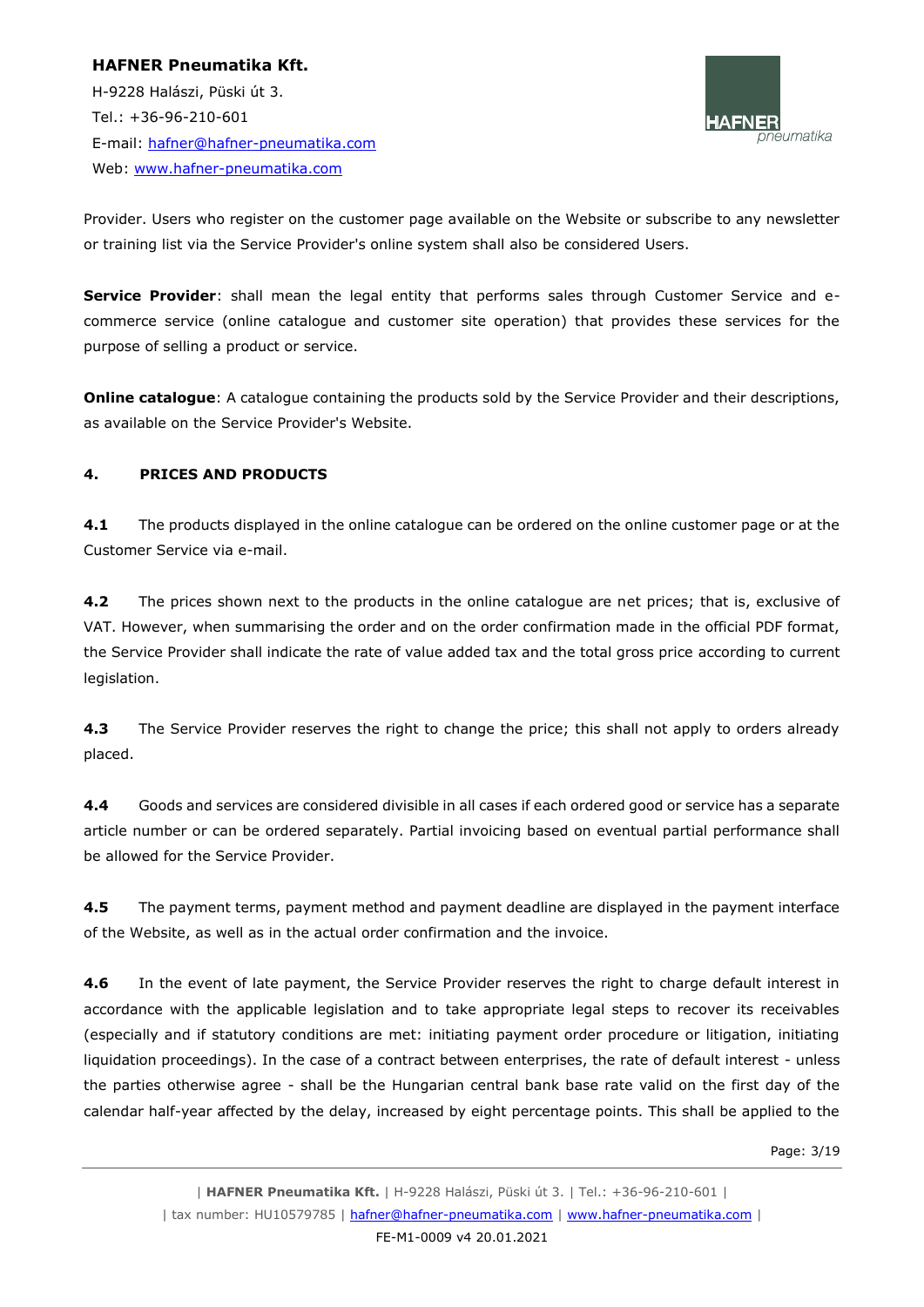Provider. Users who register on the customer page available on the Website or subscribe to any newsletter or training list via the Service Provider's online system shall also be considered Users.

**Service Provider**: shall mean the legal entity that performs sales through Customer Service and e-commerce service (online catalogue and customer site operation) that provides these services for the purpose of selling a product or service.

**Online catalogue**: A catalogue containing the products sold by the Service Provider and their descriptions, as available on the Service Provider's Website.

## 4. PRICES AND PRODUCTS

**4.1** The products displayed in the online catalogue can be ordered on the online customer page or at the Customer Service via e-mail.

**4.2** The prices shown next to the products in the online catalogue are net prices; that is, exclusive of VAT. However, when summarising the order and on the order confirmation made in the official PDF format, the Service Provider shall indicate the rate of value added tax and the total gross price according to current legislation.

**4.3** The Service Provider reserves the right to change the price; this shall not apply to orders already placed.

**4.4** Goods and services are considered divisible in all cases if each ordered good or service has a separate article number or can be ordered separately. Partial invoicing based on eventual partial performance shall be allowed for the Service Provider.

**4.5** The payment terms, payment method and payment deadline are displayed in the payment interface of the Website, as well as in the actual order confirmation and the invoice.

**4.6** In the event of late payment, the Service Provider reserves the right to charge default interest in accordance with the applicable legislation and to take appropriate legal steps to recover its receivables (especially and if statutory conditions are met: initiating payment order procedure or litigation, initiating liquidation proceedings). In the case of a contract between enterprises, the rate of default interest - unless the parties otherwise agree - shall be the Hungarian central bank base rate valid on the first day of the calendar half-year affected by the delay, increased by eight percentage points. This shall be applied to the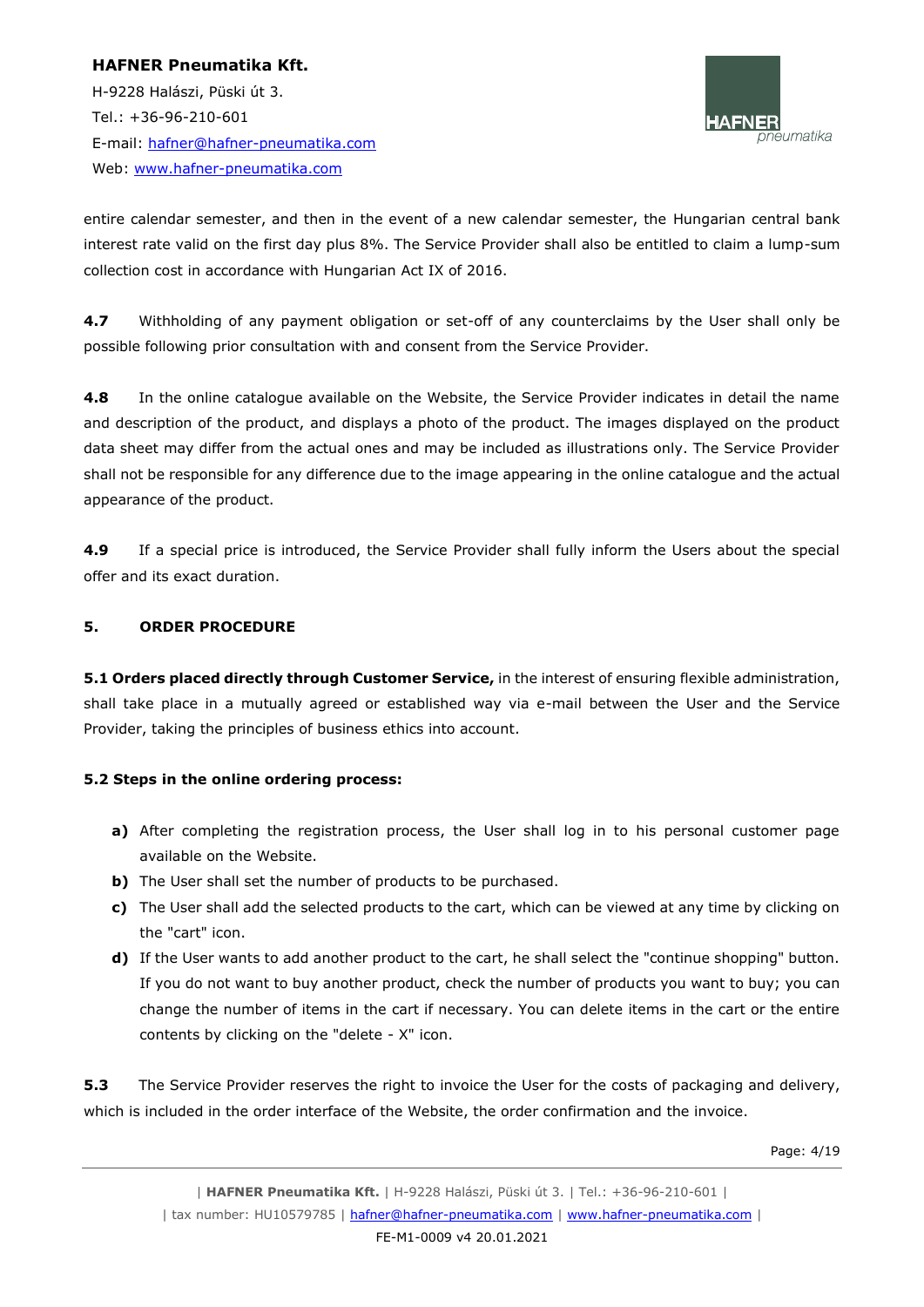entire calendar semester, and then in the event of a new calendar semester, the Hungarian central bank interest rate valid on the first day plus 8%. The Service Provider shall also be entitled to claim a lump-sum collection cost in accordance with Hungarian Act IX of 2016.

**4.7** Withholding of any payment obligation or set-off of any counterclaims by the User shall only be possible following prior consultation with and consent from the Service Provider.

**4.8** In the online catalogue available on the Website, the Service Provider indicates in detail the name and description of the product, and displays a photo of the product. The images displayed on the product data sheet may differ from the actual ones and may be included as illustrations only. The Service Provider shall not be responsible for any difference due to the image appearing in the online catalogue and the actual appearance of the product.

**4.9** If a special price is introduced, the Service Provider shall fully inform the Users about the special offer and its exact duration.

## 5. ORDER PROCEDURE

**5.1 Orders placed directly through Customer Service,** in the interest of ensuring flexible administration, shall take place in a mutually agreed or established way via e-mail between the User and the Service Provider, taking the principles of business ethics into account.

**5.2 Steps in the online ordering process:**

- **a)** After completing the registration process, the User shall log in to his personal customer page available on the Website.
- **b)** The User shall set the number of products to be purchased.
- **c)** The User shall add the selected products to the cart, which can be viewed at any time by clicking on the "cart" icon.
- **d)** If the User wants to add another product to the cart, he shall select the "continue shopping" button. If you do not want to buy another product, check the number of products you want to buy; you can change the number of items in the cart if necessary. You can delete items in the cart or the entire contents by clicking on the "delete - X" icon.

**5.3** The Service Provider reserves the right to invoice the User for the costs of packaging and delivery, which is included in the order interface of the Website, the order confirmation and the invoice.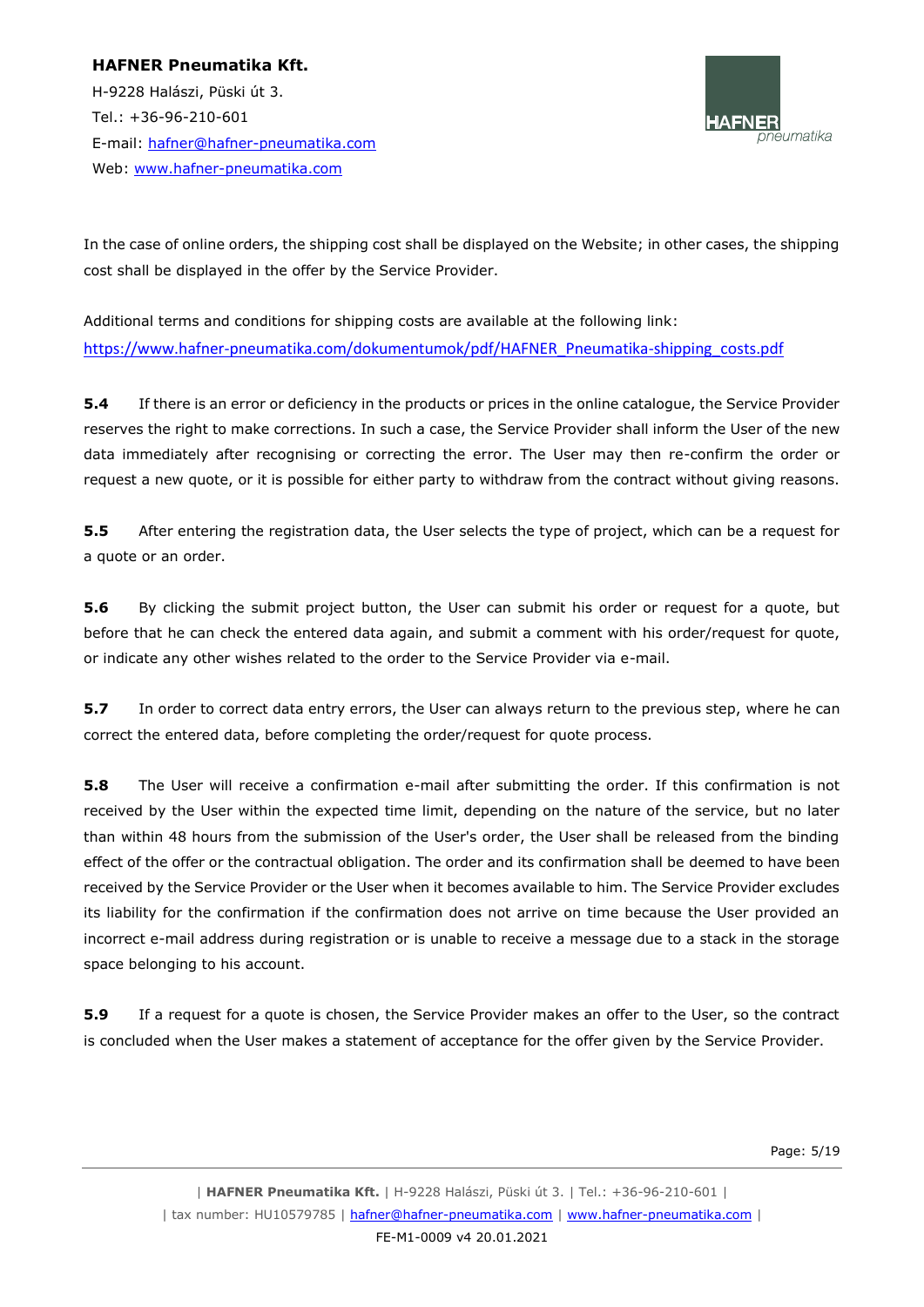In the case of online orders, the shipping cost shall be displayed on the Website; in other cases, the shipping cost shall be displayed in the offer by the Service Provider.

Additional terms and conditions for shipping costs are available at the following link: https://www.hafner-pneumatika.com/dokumentumok/pdf/HAFNER_Pneumatika-shipping_costs.pdf

**5.4** If there is an error or deficiency in the products or prices in the online catalogue, the Service Provider reserves the right to make corrections. In such a case, the Service Provider shall inform the User of the new data immediately after recognising or correcting the error. The User may then re-confirm the order or request a new quote, or it is possible for either party to withdraw from the contract without giving reasons.

**5.5** After entering the registration data, the User selects the type of project, which can be a request for a quote or an order.

**5.6** By clicking the submit project button, the User can submit his order or request for a quote, but before that he can check the entered data again, and submit a comment with his order/request for quote, or indicate any other wishes related to the order to the Service Provider via e-mail.

**5.7** In order to correct data entry errors, the User can always return to the previous step, where he can correct the entered data, before completing the order/request for quote process.

**5.8** The User will receive a confirmation e-mail after submitting the order. If this confirmation is not received by the User within the expected time limit, depending on the nature of the service, but no later than within 48 hours from the submission of the User's order, the User shall be released from the binding effect of the offer or the contractual obligation. The order and its confirmation shall be deemed to have been received by the Service Provider or the User when it becomes available to him. The Service Provider excludes its liability for the confirmation if the confirmation does not arrive on time because the User provided an incorrect e-mail address during registration or is unable to receive a message due to a stack in the storage space belonging to his account.

**5.9** If a request for a quote is chosen, the Service Provider makes an offer to the User, so the contract is concluded when the User makes a statement of acceptance for the offer given by the Service Provider.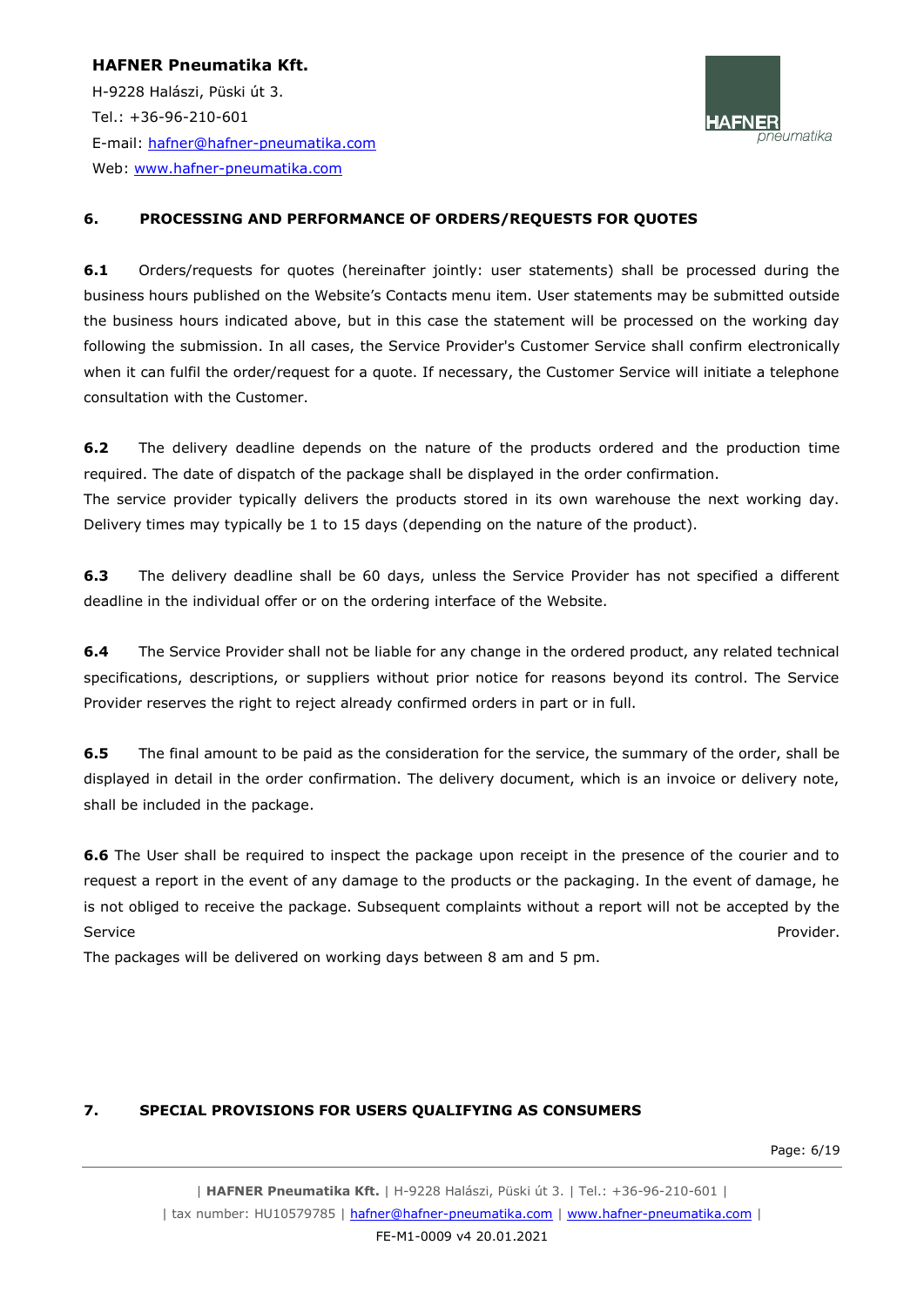## 6. PROCESSING AND PERFORMANCE OF ORDERS/REQUESTS FOR QUOTES

**6.1** Orders/requests for quotes (hereinafter jointly: user statements) shall be processed during the business hours published on the Website's Contacts menu item. User statements may be submitted outside the business hours indicated above, but in this case the statement will be processed on the working day following the submission. In all cases, the Service Provider's Customer Service shall confirm electronically when it can fulfil the order/request for a quote. If necessary, the Customer Service will initiate a telephone consultation with the Customer.

**6.2** The delivery deadline depends on the nature of the products ordered and the production time required. The date of dispatch of the package shall be displayed in the order confirmation.
The service provider typically delivers the products stored in its own warehouse the next working day. Delivery times may typically be 1 to 15 days (depending on the nature of the product).

**6.3** The delivery deadline shall be 60 days, unless the Service Provider has not specified a different deadline in the individual offer or on the ordering interface of the Website.

**6.4** The Service Provider shall not be liable for any change in the ordered product, any related technical specifications, descriptions, or suppliers without prior notice for reasons beyond its control. The Service Provider reserves the right to reject already confirmed orders in part or in full.

**6.5** The final amount to be paid as the consideration for the service, the summary of the order, shall be displayed in detail in the order confirmation. The delivery document, which is an invoice or delivery note, shall be included in the package.

**6.6** The User shall be required to inspect the package upon receipt in the presence of the courier and to request a report in the event of any damage to the products or the packaging. In the event of damage, he is not obliged to receive the package. Subsequent complaints without a report will not be accepted by the Service Provider.
The packages will be delivered on working days between 8 am and 5 pm.

## 7. SPECIAL PROVISIONS FOR USERS QUALIFYING AS CONSUMERS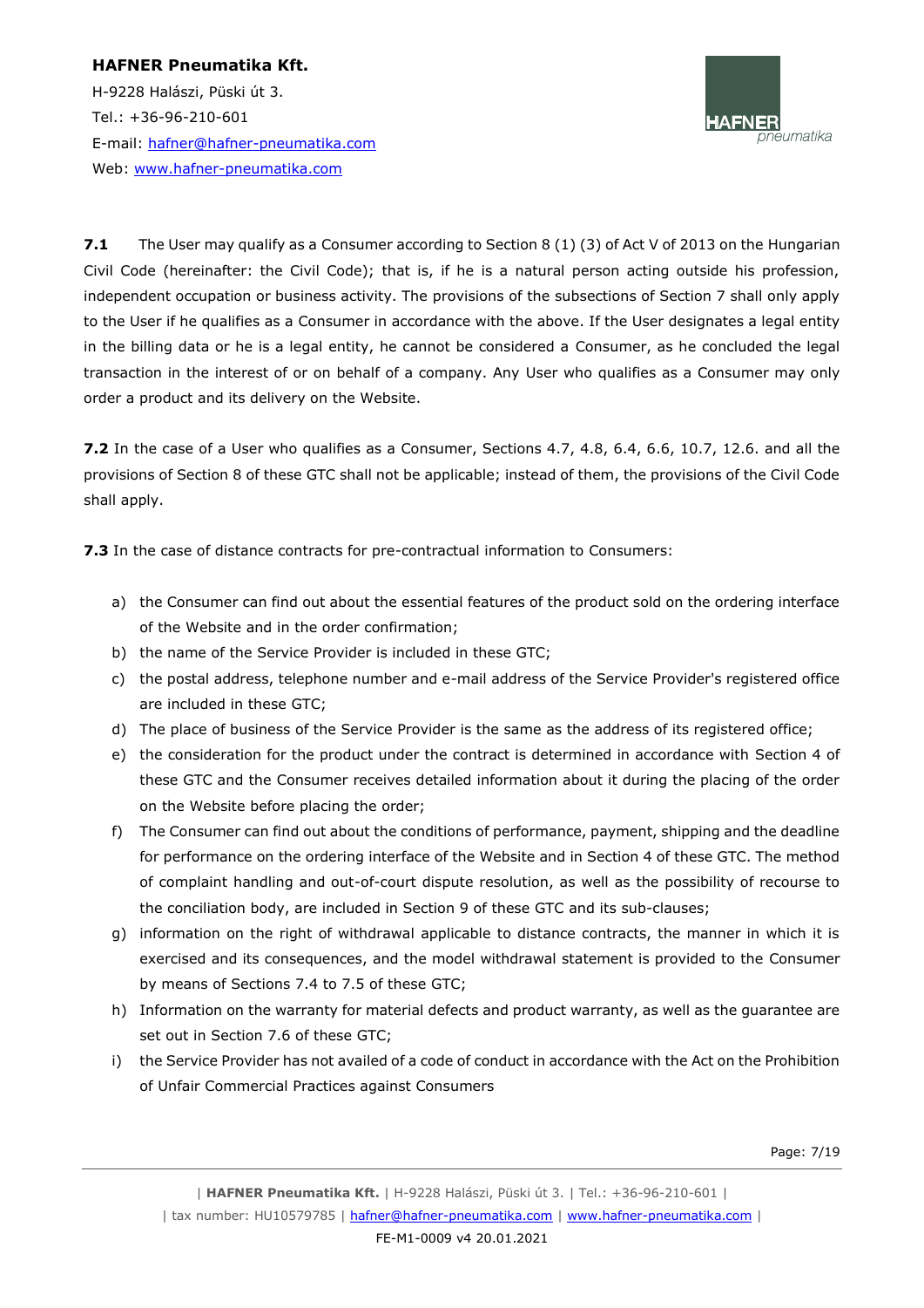**7.1** The User may qualify as a Consumer according to Section 8 (1) (3) of Act V of 2013 on the Hungarian Civil Code (hereinafter: the Civil Code); that is, if he is a natural person acting outside his profession, independent occupation or business activity. The provisions of the subsections of Section 7 shall only apply to the User if he qualifies as a Consumer in accordance with the above. If the User designates a legal entity in the billing data or he is a legal entity, he cannot be considered a Consumer, as he concluded the legal transaction in the interest of or on behalf of a company. Any User who qualifies as a Consumer may only order a product and its delivery on the Website.

**7.2** In the case of a User who qualifies as a Consumer, Sections 4.7, 4.8, 6.4, 6.6, 10.7, 12.6. and all the provisions of Section 8 of these GTC shall not be applicable; instead of them, the provisions of the Civil Code shall apply.

**7.3** In the case of distance contracts for pre-contractual information to Consumers:

a) the Consumer can find out about the essential features of the product sold on the ordering interface of the Website and in the order confirmation;
b) the name of the Service Provider is included in these GTC;
c) the postal address, telephone number and e-mail address of the Service Provider's registered office are included in these GTC;
d) The place of business of the Service Provider is the same as the address of its registered office;
e) the consideration for the product under the contract is determined in accordance with Section 4 of these GTC and the Consumer receives detailed information about it during the placing of the order on the Website before placing the order;
f) The Consumer can find out about the conditions of performance, payment, shipping and the deadline for performance on the ordering interface of the Website and in Section 4 of these GTC. The method of complaint handling and out-of-court dispute resolution, as well as the possibility of recourse to the conciliation body, are included in Section 9 of these GTC and its sub-clauses;
g) information on the right of withdrawal applicable to distance contracts, the manner in which it is exercised and its consequences, and the model withdrawal statement is provided to the Consumer by means of Sections 7.4 to 7.5 of these GTC;
h) Information on the warranty for material defects and product warranty, as well as the guarantee are set out in Section 7.6 of these GTC;
i) the Service Provider has not availed of a code of conduct in accordance with the Act on the Prohibition of Unfair Commercial Practices against Consumers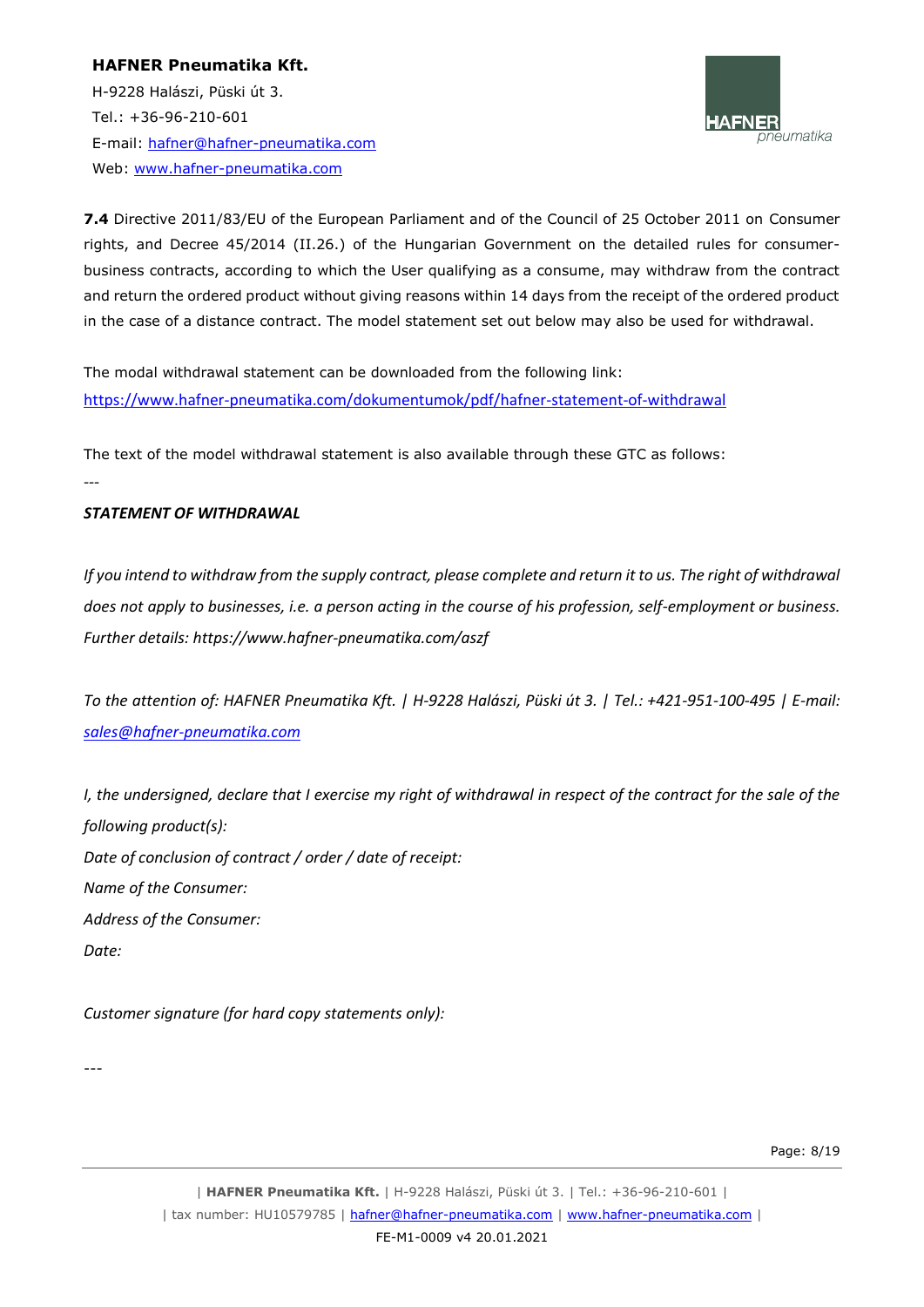**7.4** Directive 2011/83/EU of the European Parliament and of the Council of 25 October 2011 on Consumer rights, and Decree 45/2014 (II.26.) of the Hungarian Government on the detailed rules for consumer-business contracts, according to which the User qualifying as a consume, may withdraw from the contract and return the ordered product without giving reasons within 14 days from the receipt of the ordered product in the case of a distance contract. The model statement set out below may also be used for withdrawal.

The modal withdrawal statement can be downloaded from the following link:
https://www.hafner-pneumatika.com/dokumentumok/pdf/hafner-statement-of-withdrawal

The text of the model withdrawal statement is also available through these GTC as follows:

---

***STATEMENT OF WITHDRAWAL***

*If you intend to withdraw from the supply contract, please complete and return it to us. The right of withdrawal does not apply to businesses, i.e. a person acting in the course of his profession, self-employment or business. Further details: https://www.hafner-pneumatika.com/aszf*

*To the attention of: HAFNER Pneumatika Kft. | H-9228 Halászi, Püski út 3. | Tel.: +421-951-100-495 | E-mail: sales@hafner-pneumatika.com*

*I, the undersigned, declare that I exercise my right of withdrawal in respect of the contract for the sale of the following product(s):*
*Date of conclusion of contract / order / date of receipt:*
*Name of the Consumer:*
*Address of the Consumer:*
*Date:*

*Customer signature (for hard copy statements only):*

---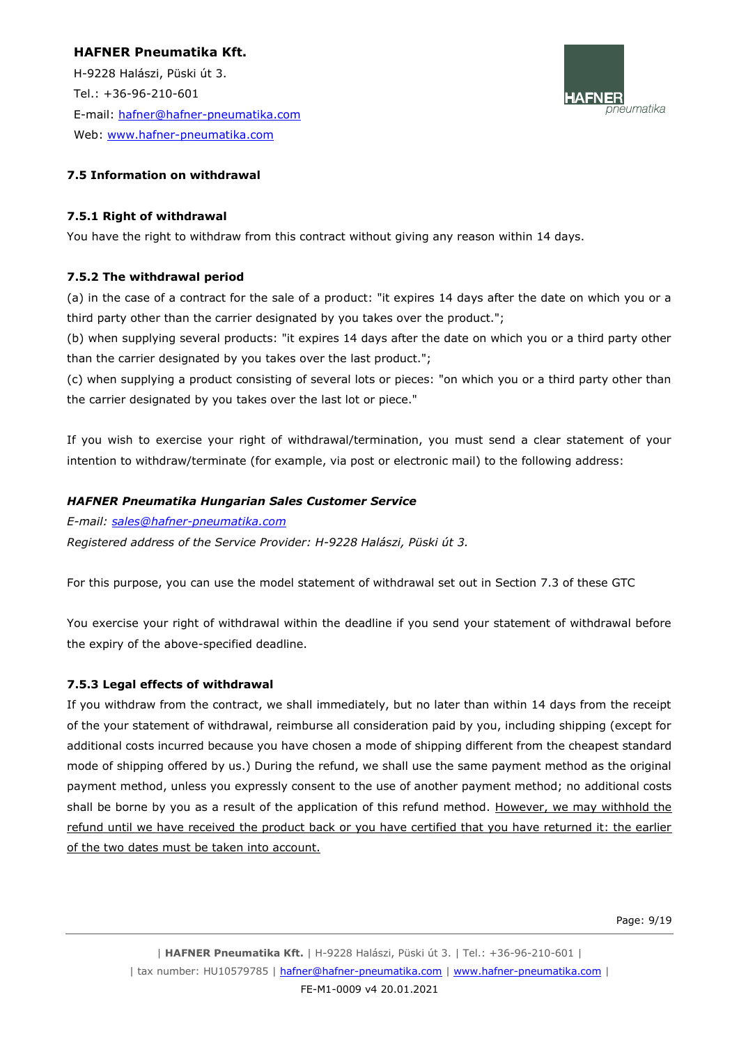### 7.5 Information on withdrawal

#### 7.5.1 Right of withdrawal

You have the right to withdraw from this contract without giving any reason within 14 days.

#### 7.5.2 The withdrawal period

(a) in the case of a contract for the sale of a product: "it expires 14 days after the date on which you or a third party other than the carrier designated by you takes over the product.";

(b) when supplying several products: "it expires 14 days after the date on which you or a third party other than the carrier designated by you takes over the last product.";

(c) when supplying a product consisting of several lots or pieces: "on which you or a third party other than the carrier designated by you takes over the last lot or piece."

If you wish to exercise your right of withdrawal/termination, you must send a clear statement of your intention to withdraw/terminate (for example, via post or electronic mail) to the following address:

***HAFNER Pneumatika Hungarian Sales Customer Service***

*E-mail: sales@hafner-pneumatika.com*

*Registered address of the Service Provider: H-9228 Halászi, Püski út 3.*

For this purpose, you can use the model statement of withdrawal set out in Section 7.3 of these GTC

You exercise your right of withdrawal within the deadline if you send your statement of withdrawal before the expiry of the above-specified deadline.

#### 7.5.3 Legal effects of withdrawal

If you withdraw from the contract, we shall immediately, but no later than within 14 days from the receipt of the your statement of withdrawal, reimburse all consideration paid by you, including shipping (except for additional costs incurred because you have chosen a mode of shipping different from the cheapest standard mode of shipping offered by us.) During the refund, we shall use the same payment method as the original payment method, unless you expressly consent to the use of another payment method; no additional costs shall be borne by you as a result of the application of this refund method. However, we may withhold the refund until we have received the product back or you have certified that you have returned it: the earlier of the two dates must be taken into account.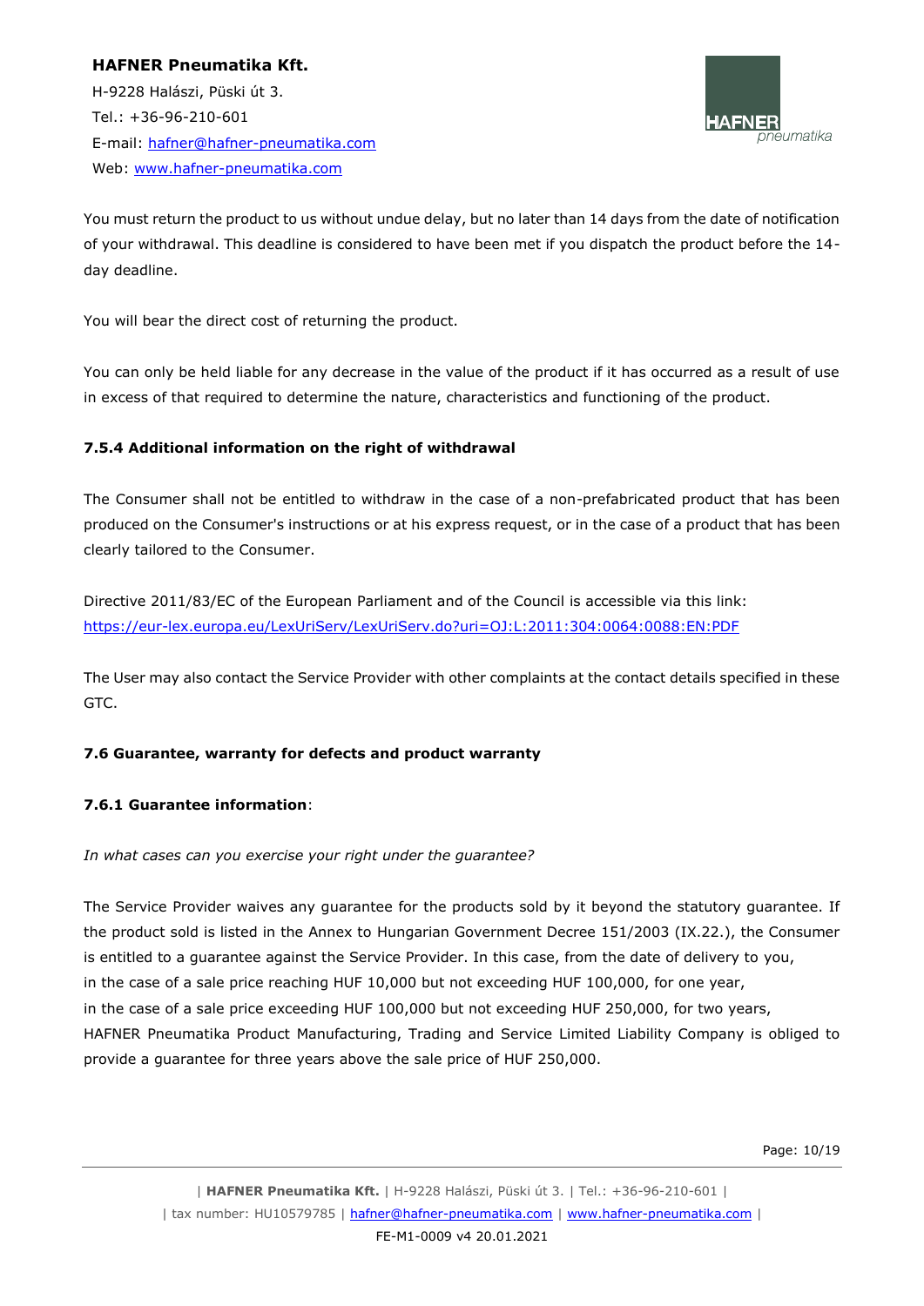You must return the product to us without undue delay, but no later than 14 days from the date of notification of your withdrawal. This deadline is considered to have been met if you dispatch the product before the 14-day deadline.

You will bear the direct cost of returning the product.

You can only be held liable for any decrease in the value of the product if it has occurred as a result of use in excess of that required to determine the nature, characteristics and functioning of the product.

#### 7.5.4 Additional information on the right of withdrawal

The Consumer shall not be entitled to withdraw in the case of a non-prefabricated product that has been produced on the Consumer's instructions or at his express request, or in the case of a product that has been clearly tailored to the Consumer.

Directive 2011/83/EC of the European Parliament and of the Council is accessible via this link: https://eur-lex.europa.eu/LexUriServ/LexUriServ.do?uri=OJ:L:2011:304:0064:0088:EN:PDF

The User may also contact the Service Provider with other complaints at the contact details specified in these GTC.

### 7.6 Guarantee, warranty for defects and product warranty

#### 7.6.1 Guarantee information:

*In what cases can you exercise your right under the guarantee?*

The Service Provider waives any guarantee for the products sold by it beyond the statutory guarantee. If the product sold is listed in the Annex to Hungarian Government Decree 151/2003 (IX.22.), the Consumer is entitled to a guarantee against the Service Provider. In this case, from the date of delivery to you,
in the case of a sale price reaching HUF 10,000 but not exceeding HUF 100,000, for one year,
in the case of a sale price exceeding HUF 100,000 but not exceeding HUF 250,000, for two years,
HAFNER Pneumatika Product Manufacturing, Trading and Service Limited Liability Company is obliged to provide a guarantee for three years above the sale price of HUF 250,000.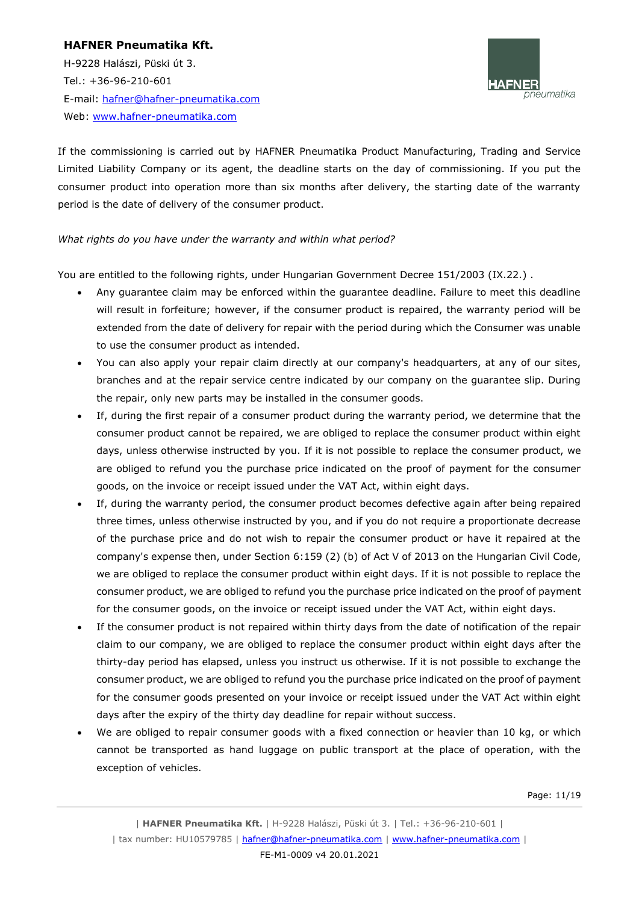If the commissioning is carried out by HAFNER Pneumatika Product Manufacturing, Trading and Service Limited Liability Company or its agent, the deadline starts on the day of commissioning. If you put the consumer product into operation more than six months after delivery, the starting date of the warranty period is the date of delivery of the consumer product.

*What rights do you have under the warranty and within what period?*

You are entitled to the following rights, under Hungarian Government Decree 151/2003 (IX.22.) .

- Any guarantee claim may be enforced within the guarantee deadline. Failure to meet this deadline will result in forfeiture; however, if the consumer product is repaired, the warranty period will be extended from the date of delivery for repair with the period during which the Consumer was unable to use the consumer product as intended.
- You can also apply your repair claim directly at our company's headquarters, at any of our sites, branches and at the repair service centre indicated by our company on the guarantee slip. During the repair, only new parts may be installed in the consumer goods.
- If, during the first repair of a consumer product during the warranty period, we determine that the consumer product cannot be repaired, we are obliged to replace the consumer product within eight days, unless otherwise instructed by you. If it is not possible to replace the consumer product, we are obliged to refund you the purchase price indicated on the proof of payment for the consumer goods, on the invoice or receipt issued under the VAT Act, within eight days.
- If, during the warranty period, the consumer product becomes defective again after being repaired three times, unless otherwise instructed by you, and if you do not require a proportionate decrease of the purchase price and do not wish to repair the consumer product or have it repaired at the company's expense then, under Section 6:159 (2) (b) of Act V of 2013 on the Hungarian Civil Code, we are obliged to replace the consumer product within eight days. If it is not possible to replace the consumer product, we are obliged to refund you the purchase price indicated on the proof of payment for the consumer goods, on the invoice or receipt issued under the VAT Act, within eight days.
- If the consumer product is not repaired within thirty days from the date of notification of the repair claim to our company, we are obliged to replace the consumer product within eight days after the thirty-day period has elapsed, unless you instruct us otherwise. If it is not possible to exchange the consumer product, we are obliged to refund you the purchase price indicated on the proof of payment for the consumer goods presented on your invoice or receipt issued under the VAT Act within eight days after the expiry of the thirty day deadline for repair without success.
- We are obliged to repair consumer goods with a fixed connection or heavier than 10 kg, or which cannot be transported as hand luggage on public transport at the place of operation, with the exception of vehicles.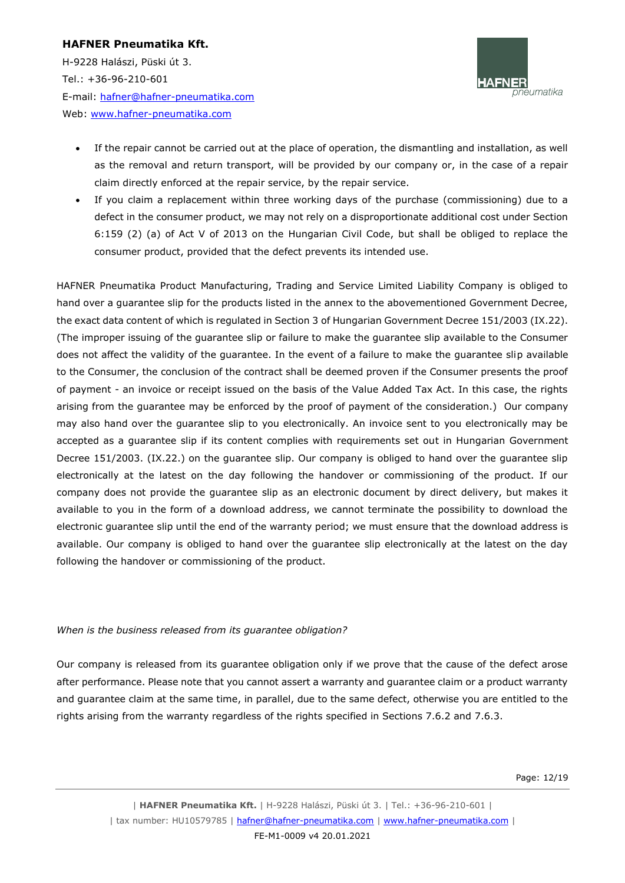- If the repair cannot be carried out at the place of operation, the dismantling and installation, as well as the removal and return transport, will be provided by our company or, in the case of a repair claim directly enforced at the repair service, by the repair service.
- If you claim a replacement within three working days of the purchase (commissioning) due to a defect in the consumer product, we may not rely on a disproportionate additional cost under Section 6:159 (2) (a) of Act V of 2013 on the Hungarian Civil Code, but shall be obliged to replace the consumer product, provided that the defect prevents its intended use.

HAFNER Pneumatika Product Manufacturing, Trading and Service Limited Liability Company is obliged to hand over a guarantee slip for the products listed in the annex to the abovementioned Government Decree, the exact data content of which is regulated in Section 3 of Hungarian Government Decree 151/2003 (IX.22). (The improper issuing of the guarantee slip or failure to make the guarantee slip available to the Consumer does not affect the validity of the guarantee. In the event of a failure to make the guarantee slip available to the Consumer, the conclusion of the contract shall be deemed proven if the Consumer presents the proof of payment - an invoice or receipt issued on the basis of the Value Added Tax Act. In this case, the rights arising from the guarantee may be enforced by the proof of payment of the consideration.) Our company may also hand over the guarantee slip to you electronically. An invoice sent to you electronically may be accepted as a guarantee slip if its content complies with requirements set out in Hungarian Government Decree 151/2003. (IX.22.) on the guarantee slip. Our company is obliged to hand over the guarantee slip electronically at the latest on the day following the handover or commissioning of the product. If our company does not provide the guarantee slip as an electronic document by direct delivery, but makes it available to you in the form of a download address, we cannot terminate the possibility to download the electronic guarantee slip until the end of the warranty period; we must ensure that the download address is available. Our company is obliged to hand over the guarantee slip electronically at the latest on the day following the handover or commissioning of the product.

*When is the business released from its guarantee obligation?*

Our company is released from its guarantee obligation only if we prove that the cause of the defect arose after performance. Please note that you cannot assert a warranty and guarantee claim or a product warranty and guarantee claim at the same time, in parallel, due to the same defect, otherwise you are entitled to the rights arising from the warranty regardless of the rights specified in Sections 7.6.2 and 7.6.3.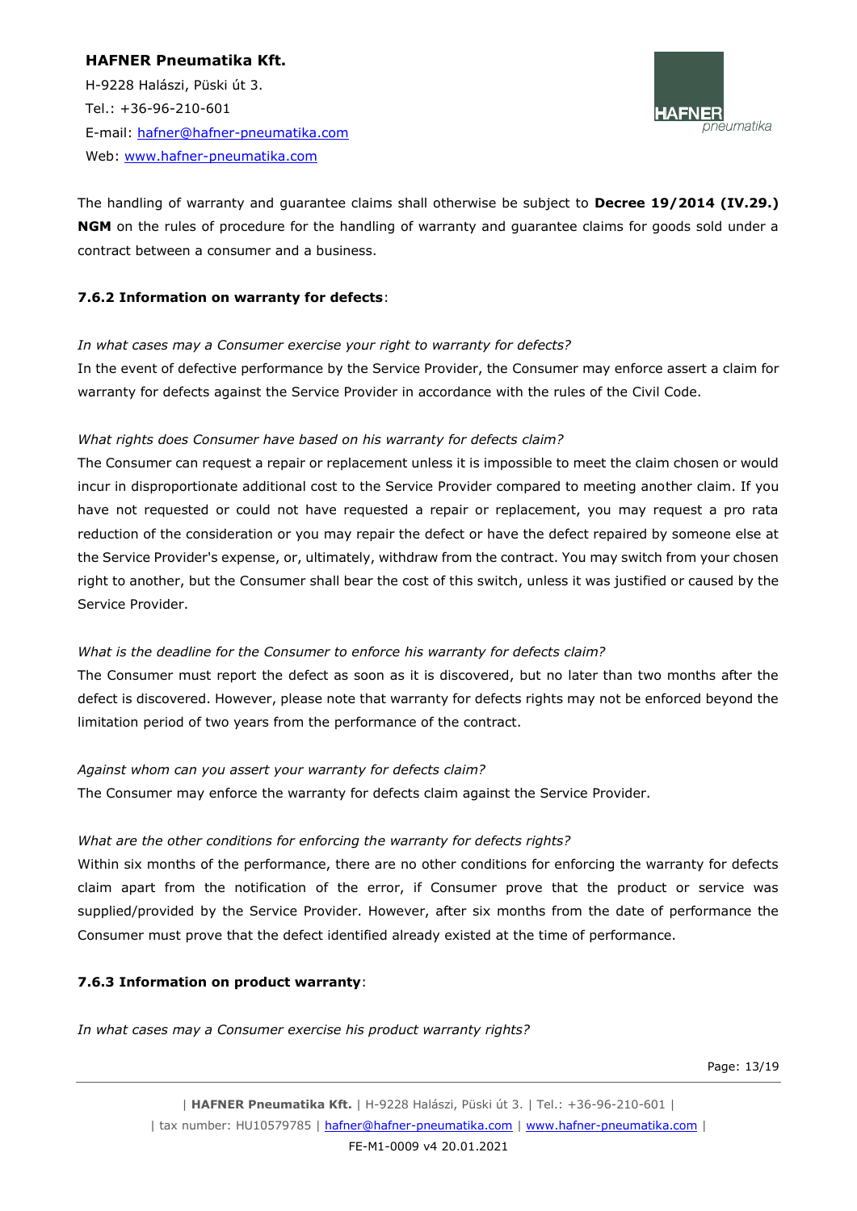The handling of warranty and guarantee claims shall otherwise be subject to **Decree 19/2014 (IV.29.) NGM** on the rules of procedure for the handling of warranty and guarantee claims for goods sold under a contract between a consumer and a business.

#### 7.6.2 Information on warranty for defects:

*In what cases may a Consumer exercise your right to warranty for defects?*

In the event of defective performance by the Service Provider, the Consumer may enforce assert a claim for warranty for defects against the Service Provider in accordance with the rules of the Civil Code.

*What rights does Consumer have based on his warranty for defects claim?*

The Consumer can request a repair or replacement unless it is impossible to meet the claim chosen or would incur in disproportionate additional cost to the Service Provider compared to meeting another claim. If you have not requested or could not have requested a repair or replacement, you may request a pro rata reduction of the consideration or you may repair the defect or have the defect repaired by someone else at the Service Provider's expense, or, ultimately, withdraw from the contract. You may switch from your chosen right to another, but the Consumer shall bear the cost of this switch, unless it was justified or caused by the Service Provider.

*What is the deadline for the Consumer to enforce his warranty for defects claim?*

The Consumer must report the defect as soon as it is discovered, but no later than two months after the defect is discovered. However, please note that warranty for defects rights may not be enforced beyond the limitation period of two years from the performance of the contract.

*Against whom can you assert your warranty for defects claim?*

The Consumer may enforce the warranty for defects claim against the Service Provider.

*What are the other conditions for enforcing the warranty for defects rights?*

Within six months of the performance, there are no other conditions for enforcing the warranty for defects claim apart from the notification of the error, if Consumer prove that the product or service was supplied/provided by the Service Provider. However, after six months from the date of performance the Consumer must prove that the defect identified already existed at the time of performance.

#### 7.6.3 Information on product warranty:

*In what cases may a Consumer exercise his product warranty rights?*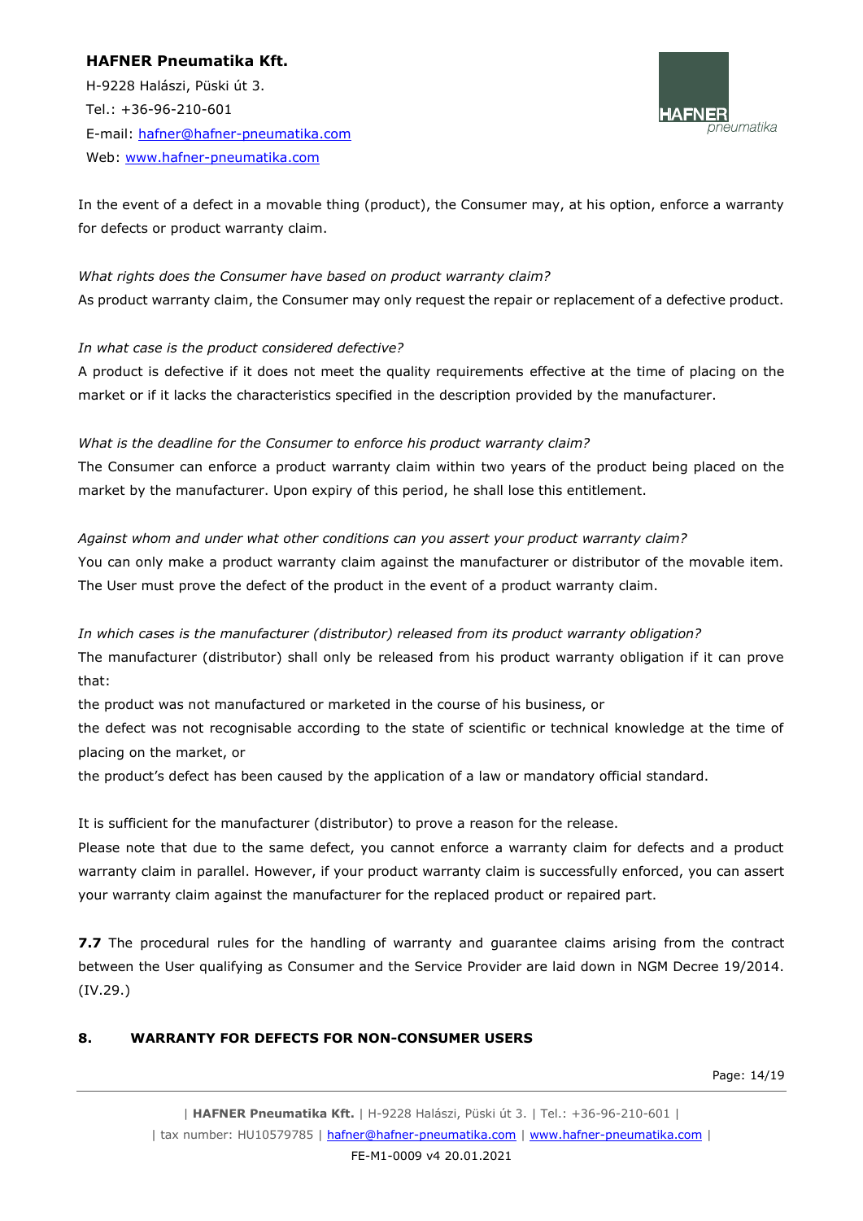In the event of a defect in a movable thing (product), the Consumer may, at his option, enforce a warranty for defects or product warranty claim.

*What rights does the Consumer have based on product warranty claim?*

As product warranty claim, the Consumer may only request the repair or replacement of a defective product.

*In what case is the product considered defective?*

A product is defective if it does not meet the quality requirements effective at the time of placing on the market or if it lacks the characteristics specified in the description provided by the manufacturer.

*What is the deadline for the Consumer to enforce his product warranty claim?*

The Consumer can enforce a product warranty claim within two years of the product being placed on the market by the manufacturer. Upon expiry of this period, he shall lose this entitlement.

*Against whom and under what other conditions can you assert your product warranty claim?*

You can only make a product warranty claim against the manufacturer or distributor of the movable item. The User must prove the defect of the product in the event of a product warranty claim.

*In which cases is the manufacturer (distributor) released from its product warranty obligation?*

The manufacturer (distributor) shall only be released from his product warranty obligation if it can prove that:

the product was not manufactured or marketed in the course of his business, or

the defect was not recognisable according to the state of scientific or technical knowledge at the time of placing on the market, or

the product's defect has been caused by the application of a law or mandatory official standard.

It is sufficient for the manufacturer (distributor) to prove a reason for the release.

Please note that due to the same defect, you cannot enforce a warranty claim for defects and a product warranty claim in parallel. However, if your product warranty claim is successfully enforced, you can assert your warranty claim against the manufacturer for the replaced product or repaired part.

**7.7** The procedural rules for the handling of warranty and guarantee claims arising from the contract between the User qualifying as Consumer and the Service Provider are laid down in NGM Decree 19/2014. (IV.29.)

## 8. WARRANTY FOR DEFECTS FOR NON-CONSUMER USERS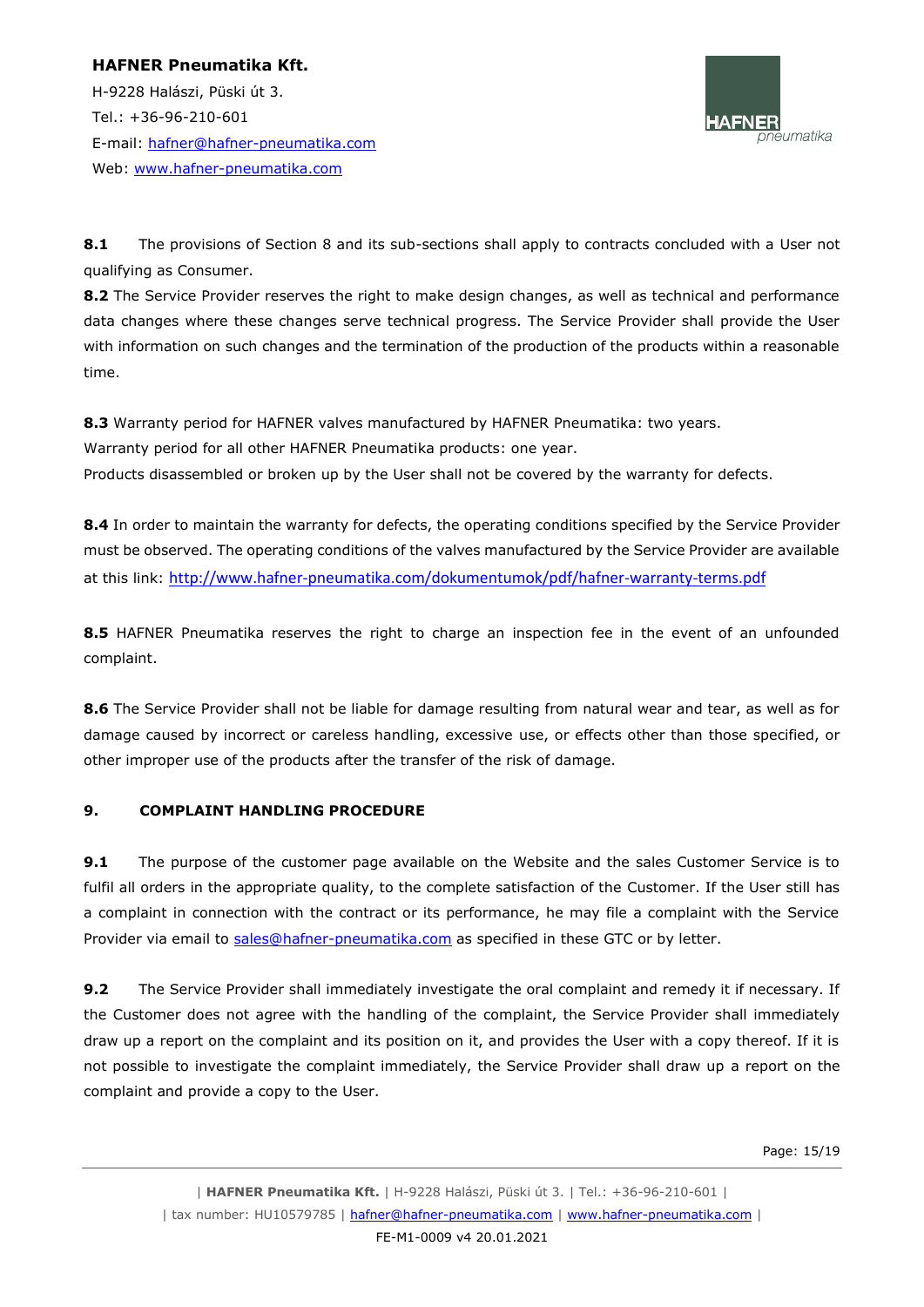**8.1** The provisions of Section 8 and its sub-sections shall apply to contracts concluded with a User not qualifying as Consumer.

**8.2** The Service Provider reserves the right to make design changes, as well as technical and performance data changes where these changes serve technical progress. The Service Provider shall provide the User with information on such changes and the termination of the production of the products within a reasonable time.

**8.3** Warranty period for HAFNER valves manufactured by HAFNER Pneumatika: two years.
Warranty period for all other HAFNER Pneumatika products: one year.
Products disassembled or broken up by the User shall not be covered by the warranty for defects.

**8.4** In order to maintain the warranty for defects, the operating conditions specified by the Service Provider must be observed. The operating conditions of the valves manufactured by the Service Provider are available at this link: http://www.hafner-pneumatika.com/dokumentumok/pdf/hafner-warranty-terms.pdf

**8.5** HAFNER Pneumatika reserves the right to charge an inspection fee in the event of an unfounded complaint.

**8.6** The Service Provider shall not be liable for damage resulting from natural wear and tear, as well as for damage caused by incorrect or careless handling, excessive use, or effects other than those specified, or other improper use of the products after the transfer of the risk of damage.

## 9. COMPLAINT HANDLING PROCEDURE

**9.1** The purpose of the customer page available on the Website and the sales Customer Service is to fulfil all orders in the appropriate quality, to the complete satisfaction of the Customer. If the User still has a complaint in connection with the contract or its performance, he may file a complaint with the Service Provider via email to sales@hafner-pneumatika.com as specified in these GTC or by letter.

**9.2** The Service Provider shall immediately investigate the oral complaint and remedy it if necessary. If the Customer does not agree with the handling of the complaint, the Service Provider shall immediately draw up a report on the complaint and its position on it, and provides the User with a copy thereof. If it is not possible to investigate the complaint immediately, the Service Provider shall draw up a report on the complaint and provide a copy to the User.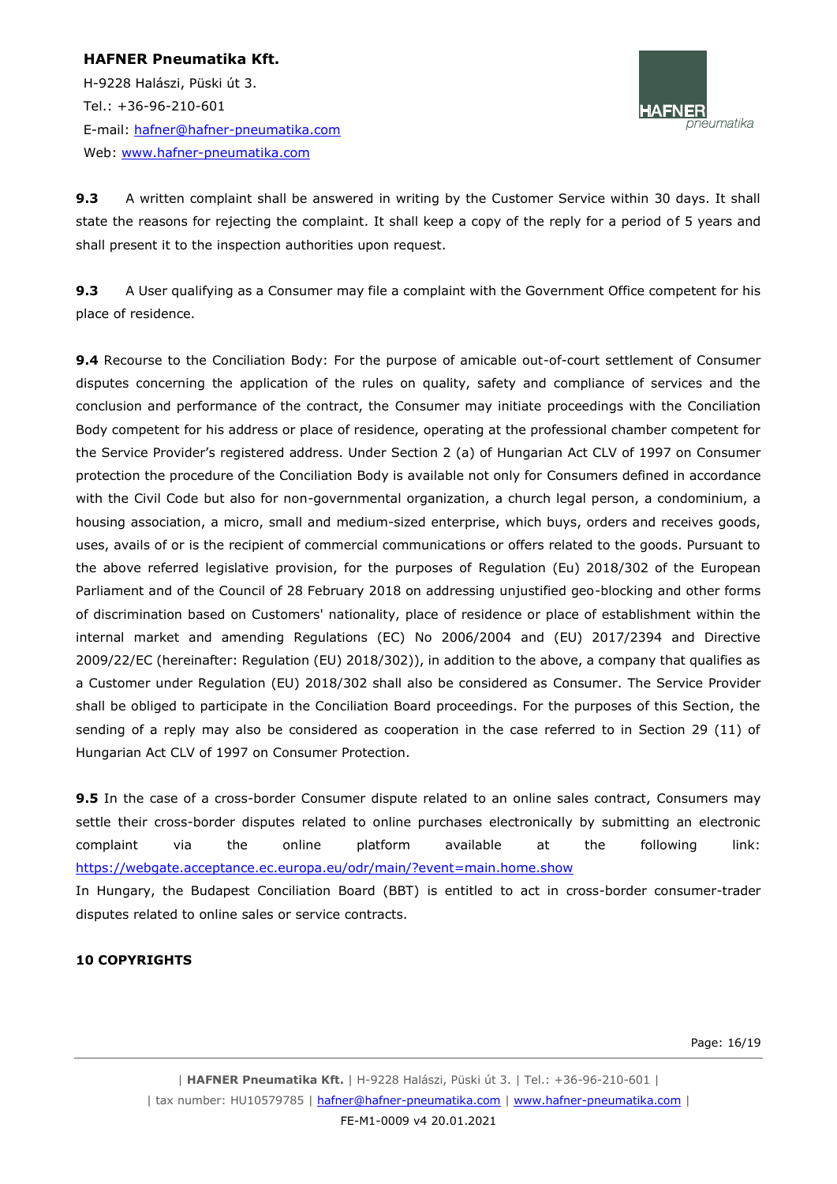**9.3** A written complaint shall be answered in writing by the Customer Service within 30 days. It shall state the reasons for rejecting the complaint. It shall keep a copy of the reply for a period of 5 years and shall present it to the inspection authorities upon request.

**9.3** A User qualifying as a Consumer may file a complaint with the Government Office competent for his place of residence.

**9.4** Recourse to the Conciliation Body: For the purpose of amicable out-of-court settlement of Consumer disputes concerning the application of the rules on quality, safety and compliance of services and the conclusion and performance of the contract, the Consumer may initiate proceedings with the Conciliation Body competent for his address or place of residence, operating at the professional chamber competent for the Service Provider's registered address. Under Section 2 (a) of Hungarian Act CLV of 1997 on Consumer protection the procedure of the Conciliation Body is available not only for Consumers defined in accordance with the Civil Code but also for non-governmental organization, a church legal person, a condominium, a housing association, a micro, small and medium-sized enterprise, which buys, orders and receives goods, uses, avails of or is the recipient of commercial communications or offers related to the goods. Pursuant to the above referred legislative provision, for the purposes of Regulation (Eu) 2018/302 of the European Parliament and of the Council of 28 February 2018 on addressing unjustified geo-blocking and other forms of discrimination based on Customers' nationality, place of residence or place of establishment within the internal market and amending Regulations (EC) No 2006/2004 and (EU) 2017/2394 and Directive 2009/22/EC (hereinafter: Regulation (EU) 2018/302)), in addition to the above, a company that qualifies as a Customer under Regulation (EU) 2018/302 shall also be considered as Consumer. The Service Provider shall be obliged to participate in the Conciliation Board proceedings. For the purposes of this Section, the sending of a reply may also be considered as cooperation in the case referred to in Section 29 (11) of Hungarian Act CLV of 1997 on Consumer Protection.

**9.5** In the case of a cross-border Consumer dispute related to an online sales contract, Consumers may settle their cross-border disputes related to online purchases electronically by submitting an electronic complaint via the online platform available at the following link: https://webgate.acceptance.ec.europa.eu/odr/main/?event=main.home.show
In Hungary, the Budapest Conciliation Board (BBT) is entitled to act in cross-border consumer-trader disputes related to online sales or service contracts.

## 10 COPYRIGHTS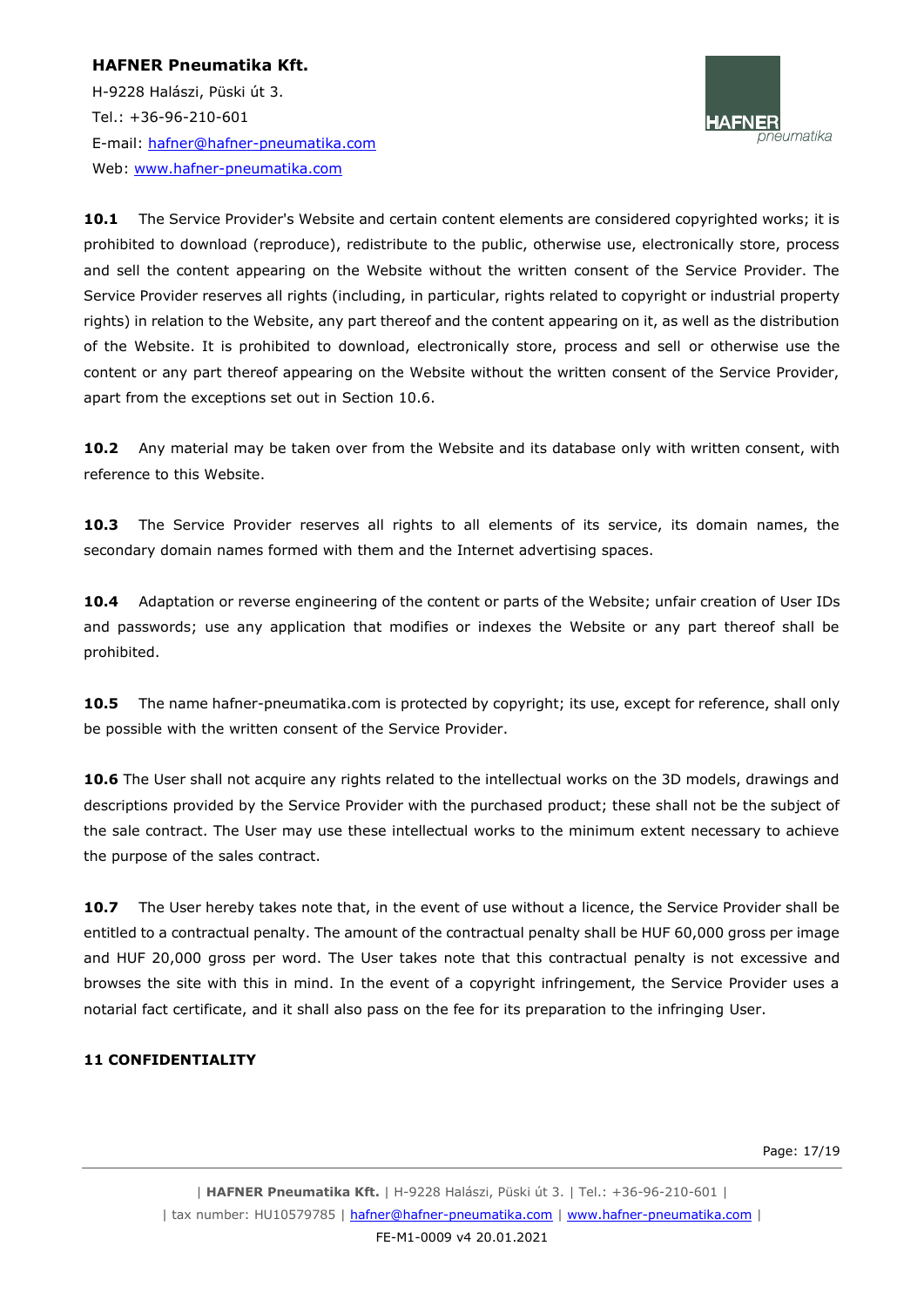**10.1** The Service Provider's Website and certain content elements are considered copyrighted works; it is prohibited to download (reproduce), redistribute to the public, otherwise use, electronically store, process and sell the content appearing on the Website without the written consent of the Service Provider. The Service Provider reserves all rights (including, in particular, rights related to copyright or industrial property rights) in relation to the Website, any part thereof and the content appearing on it, as well as the distribution of the Website. It is prohibited to download, electronically store, process and sell or otherwise use the content or any part thereof appearing on the Website without the written consent of the Service Provider, apart from the exceptions set out in Section 10.6.

**10.2** Any material may be taken over from the Website and its database only with written consent, with reference to this Website.

**10.3** The Service Provider reserves all rights to all elements of its service, its domain names, the secondary domain names formed with them and the Internet advertising spaces.

**10.4** Adaptation or reverse engineering of the content or parts of the Website; unfair creation of User IDs and passwords; use any application that modifies or indexes the Website or any part thereof shall be prohibited.

**10.5** The name hafner-pneumatika.com is protected by copyright; its use, except for reference, shall only be possible with the written consent of the Service Provider.

**10.6** The User shall not acquire any rights related to the intellectual works on the 3D models, drawings and descriptions provided by the Service Provider with the purchased product; these shall not be the subject of the sale contract. The User may use these intellectual works to the minimum extent necessary to achieve the purpose of the sales contract.

**10.7** The User hereby takes note that, in the event of use without a licence, the Service Provider shall be entitled to a contractual penalty. The amount of the contractual penalty shall be HUF 60,000 gross per image and HUF 20,000 gross per word. The User takes note that this contractual penalty is not excessive and browses the site with this in mind. In the event of a copyright infringement, the Service Provider uses a notarial fact certificate, and it shall also pass on the fee for its preparation to the infringing User.

## 11 CONFIDENTIALITY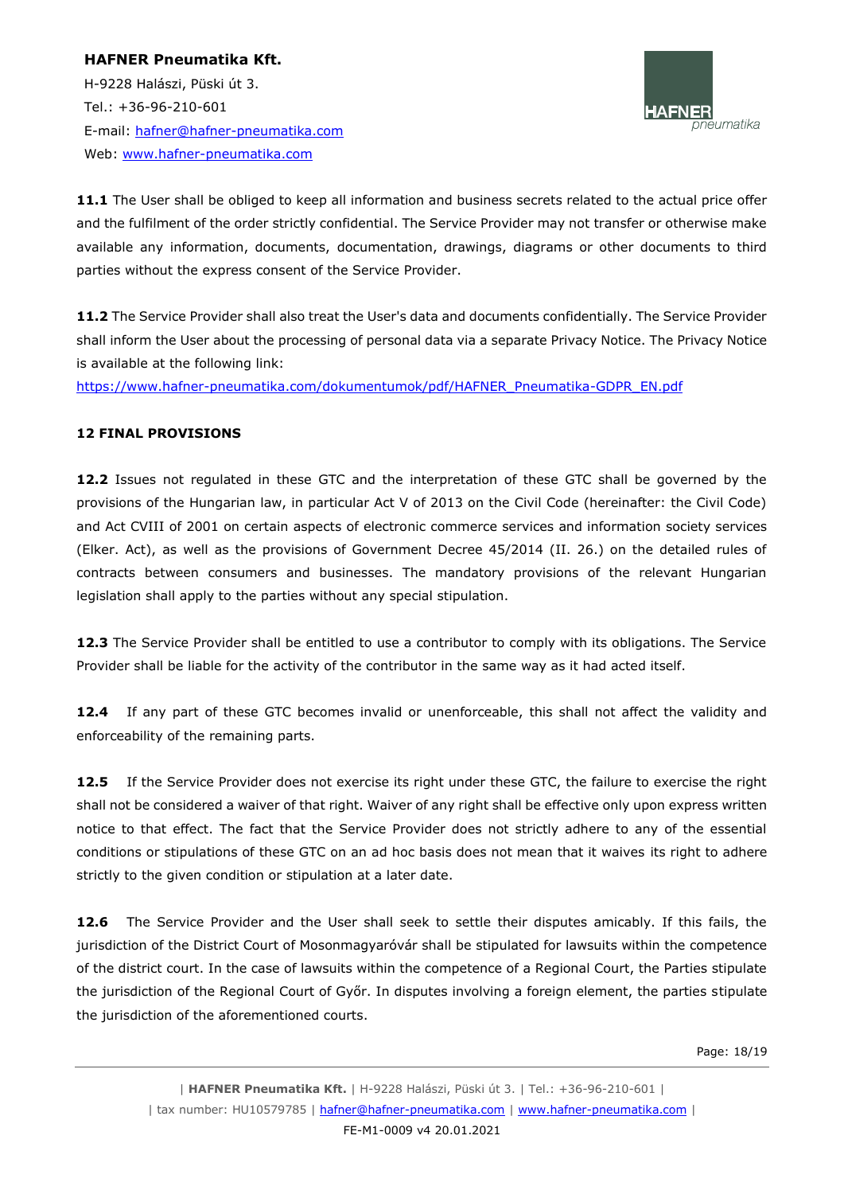**11.1** The User shall be obliged to keep all information and business secrets related to the actual price offer and the fulfilment of the order strictly confidential. The Service Provider may not transfer or otherwise make available any information, documents, documentation, drawings, diagrams or other documents to third parties without the express consent of the Service Provider.

**11.2** The Service Provider shall also treat the User's data and documents confidentially. The Service Provider shall inform the User about the processing of personal data via a separate Privacy Notice. The Privacy Notice is available at the following link:
https://www.hafner-pneumatika.com/dokumentumok/pdf/HAFNER_Pneumatika-GDPR_EN.pdf

## 12 FINAL PROVISIONS

**12.2** Issues not regulated in these GTC and the interpretation of these GTC shall be governed by the provisions of the Hungarian law, in particular Act V of 2013 on the Civil Code (hereinafter: the Civil Code) and Act CVIII of 2001 on certain aspects of electronic commerce services and information society services (Elker. Act), as well as the provisions of Government Decree 45/2014 (II. 26.) on the detailed rules of contracts between consumers and businesses. The mandatory provisions of the relevant Hungarian legislation shall apply to the parties without any special stipulation.

**12.3** The Service Provider shall be entitled to use a contributor to comply with its obligations. The Service Provider shall be liable for the activity of the contributor in the same way as it had acted itself.

**12.4** If any part of these GTC becomes invalid or unenforceable, this shall not affect the validity and enforceability of the remaining parts.

**12.5** If the Service Provider does not exercise its right under these GTC, the failure to exercise the right shall not be considered a waiver of that right. Waiver of any right shall be effective only upon express written notice to that effect. The fact that the Service Provider does not strictly adhere to any of the essential conditions or stipulations of these GTC on an ad hoc basis does not mean that it waives its right to adhere strictly to the given condition or stipulation at a later date.

**12.6** The Service Provider and the User shall seek to settle their disputes amicably. If this fails, the jurisdiction of the District Court of Mosonmagyaróvár shall be stipulated for lawsuits within the competence of the district court. In the case of lawsuits within the competence of a Regional Court, the Parties stipulate the jurisdiction of the Regional Court of Győr. In disputes involving a foreign element, the parties stipulate the jurisdiction of the aforementioned courts.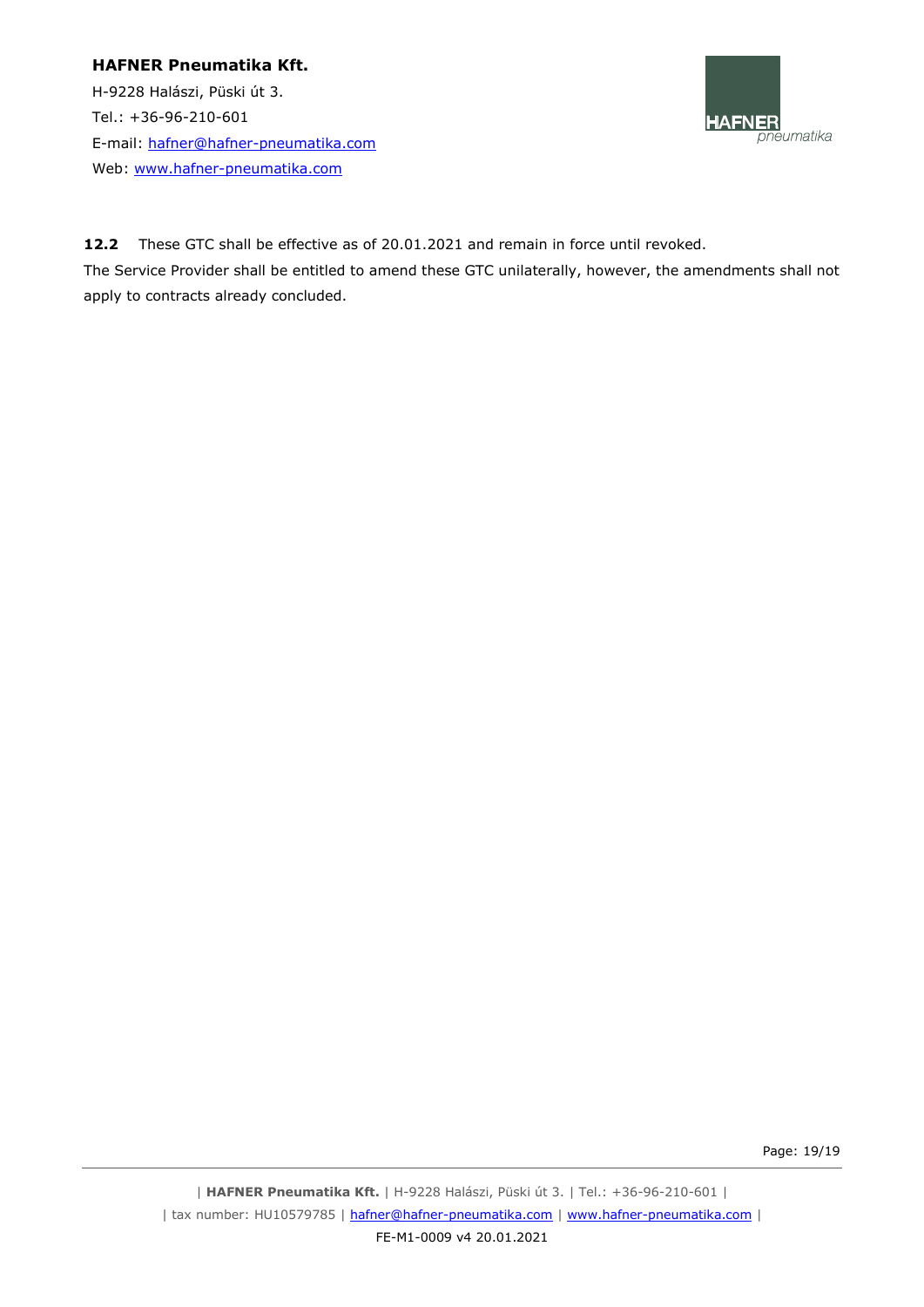**12.2** These GTC shall be effective as of 20.01.2021 and remain in force until revoked.

The Service Provider shall be entitled to amend these GTC unilaterally, however, the amendments shall not apply to contracts already concluded.